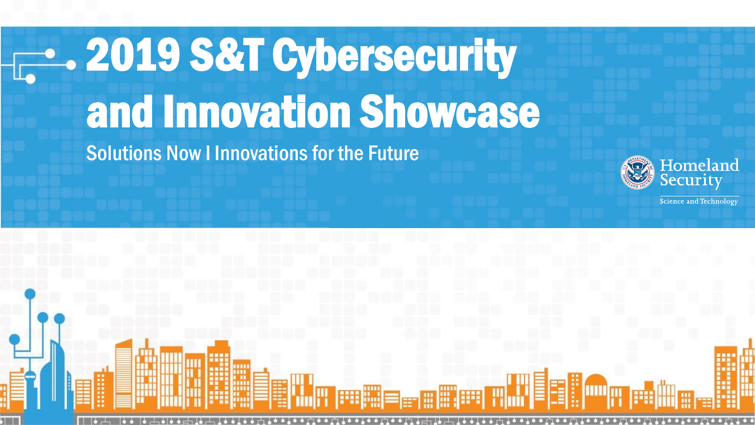# 2019 S&T Cybersecurity and Innovation Showcase

Solutions Now I Innovations for the Future

Homeland Security

Science and Technology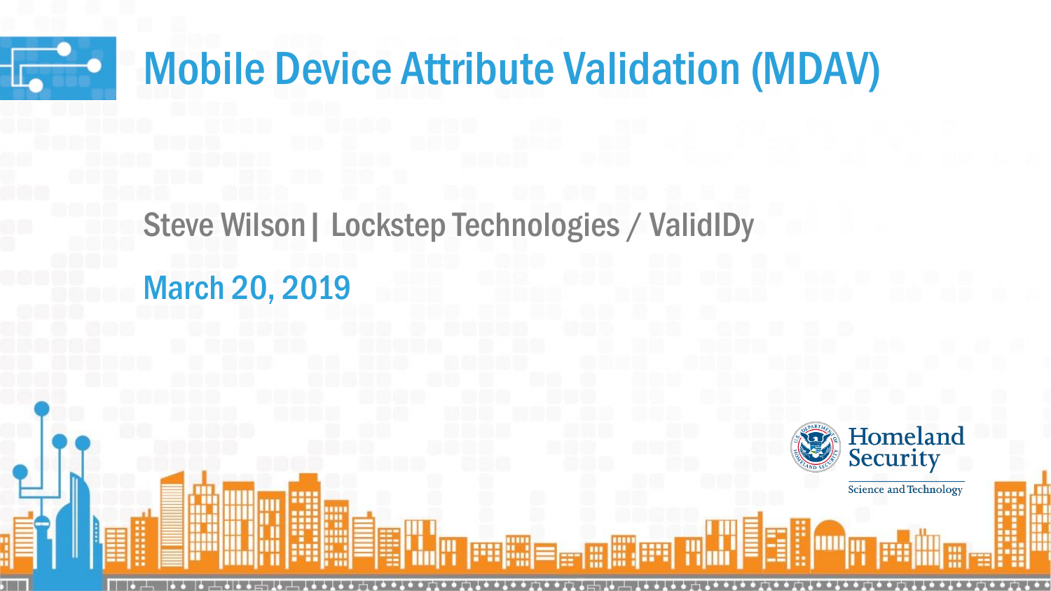# Mobile Device Attribute Validation (MDAV)

Steve Wilson | Lockstep Technologies / ValidIDy

March 20, 2019

Homeland Security

Science and Technology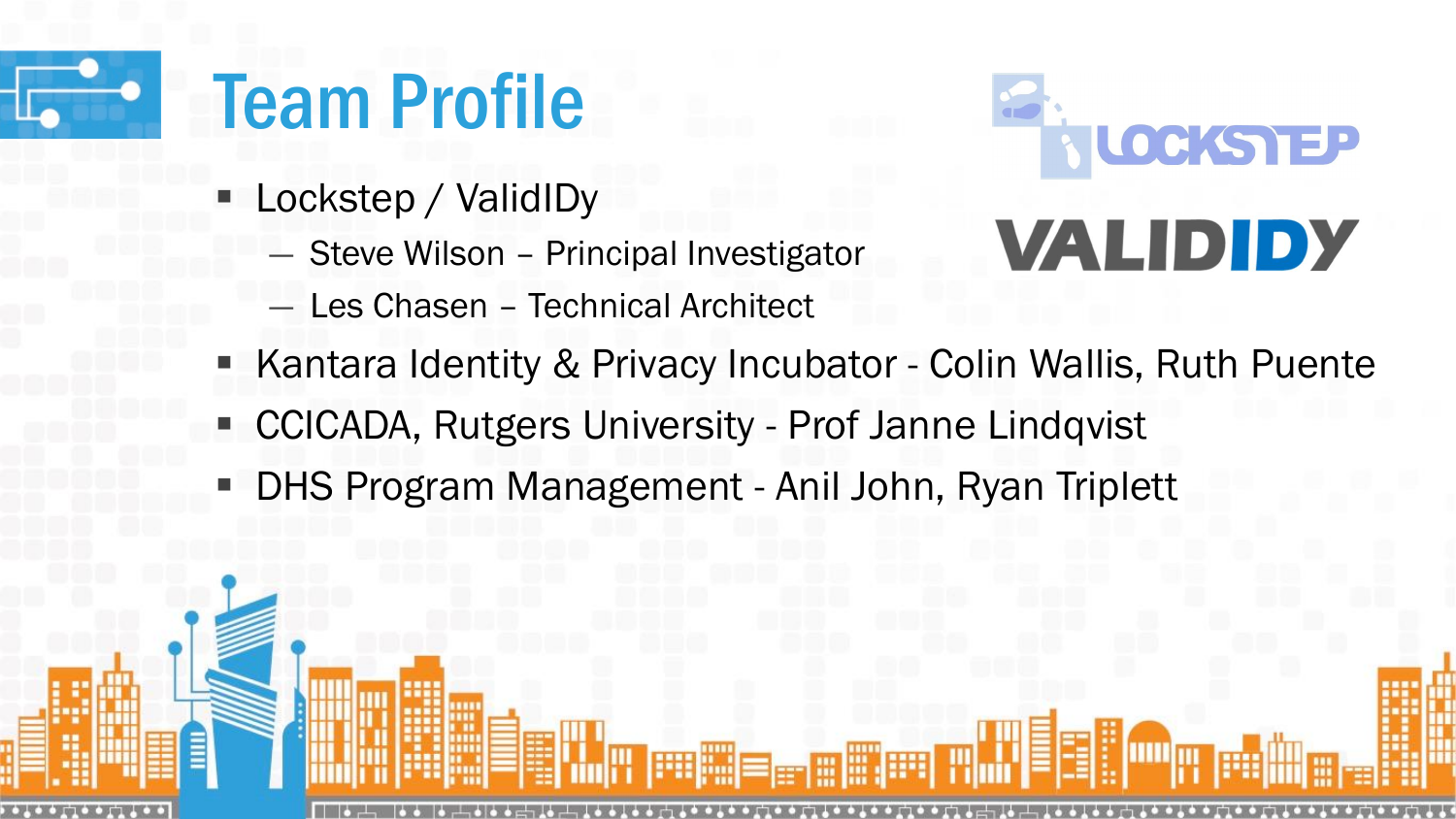# Team Profile

- Lockstep / ValidIDy
  - Steve Wilson – Principal Investigator
  - Les Chasen – Technical Architect
- Kantara Identity & Privacy Incubator - Colin Wallis, Ruth Puente
- CCICADA, Rutgers University - Prof Janne Lindqvist
- DHS Program Management - Anil John, Ryan Triplett

LOCKSTEP

VALIDIDY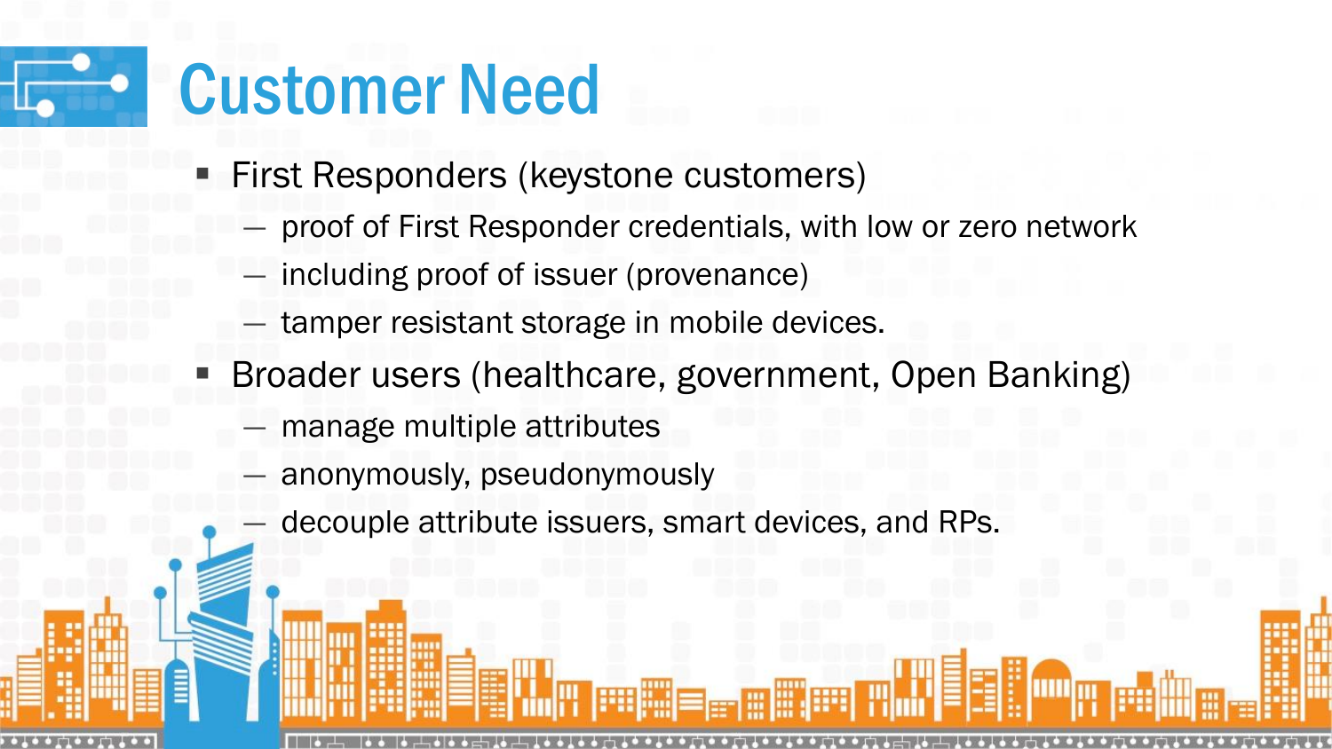# Customer Need

- First Responders (keystone customers)
  - proof of First Responder credentials, with low or zero network
  - including proof of issuer (provenance)
  - tamper resistant storage in mobile devices.
- Broader users (healthcare, government, Open Banking)
  - manage multiple attributes
  - anonymously, pseudonymously
  - decouple attribute issuers, smart devices, and RPs.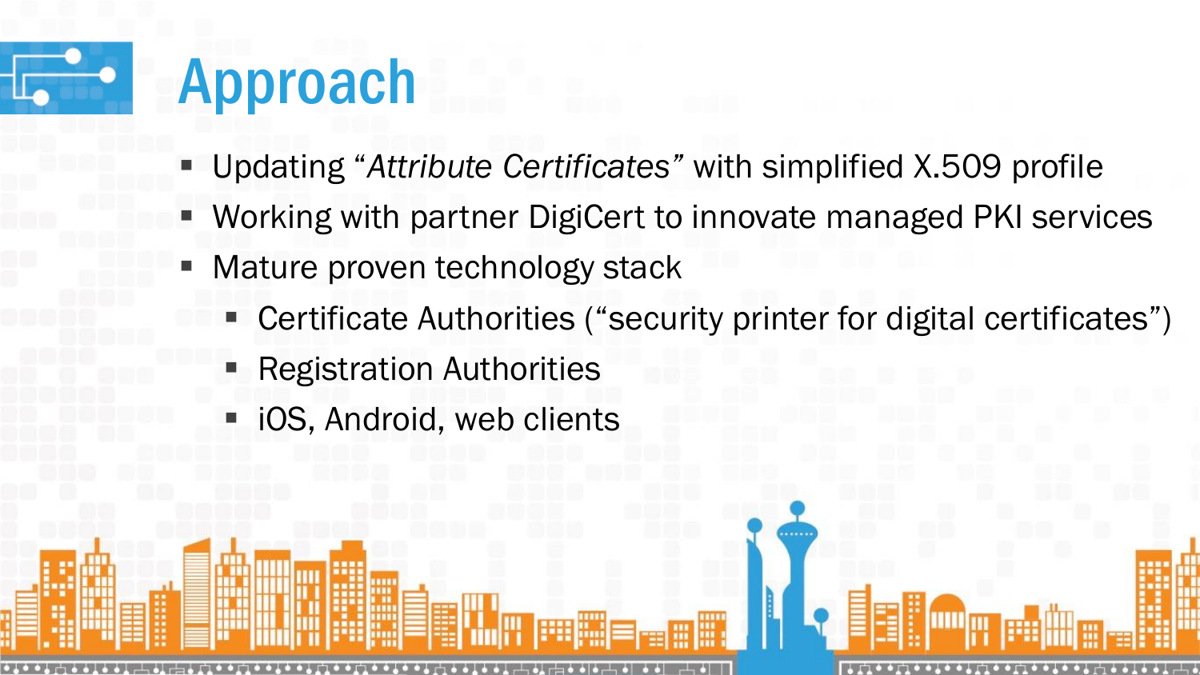# Approach

- Updating "*Attribute Certificates*" with simplified X.509 profile
- Working with partner DigiCert to innovate managed PKI services
- Mature proven technology stack
  - Certificate Authorities ("security printer for digital certificates")
  - Registration Authorities
  - iOS, Android, web clients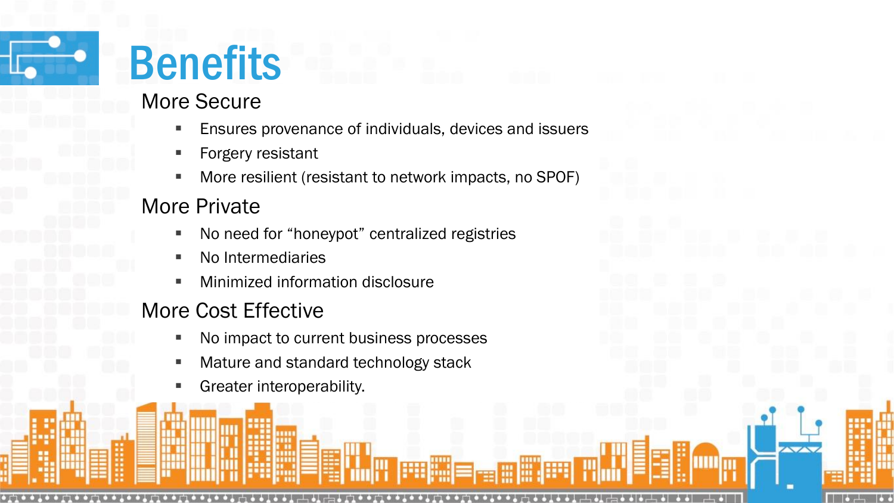# Benefits

## More Secure

- Ensures provenance of individuals, devices and issuers
- Forgery resistant
- More resilient (resistant to network impacts, no SPOF)

## More Private

- No need for “honeypot” centralized registries
- No Intermediaries
- Minimized information disclosure

## More Cost Effective

- No impact to current business processes
- Mature and standard technology stack
- Greater interoperability.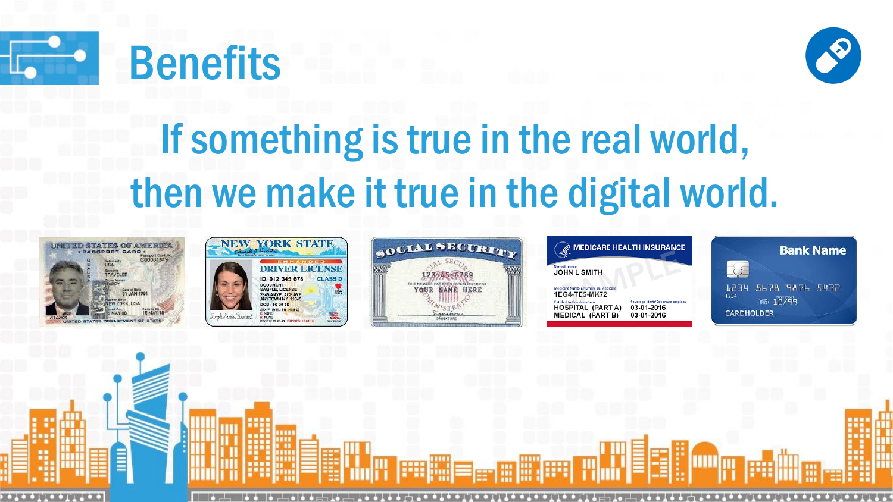# Benefits

## If something is true in the real world, then we make it true in the digital world.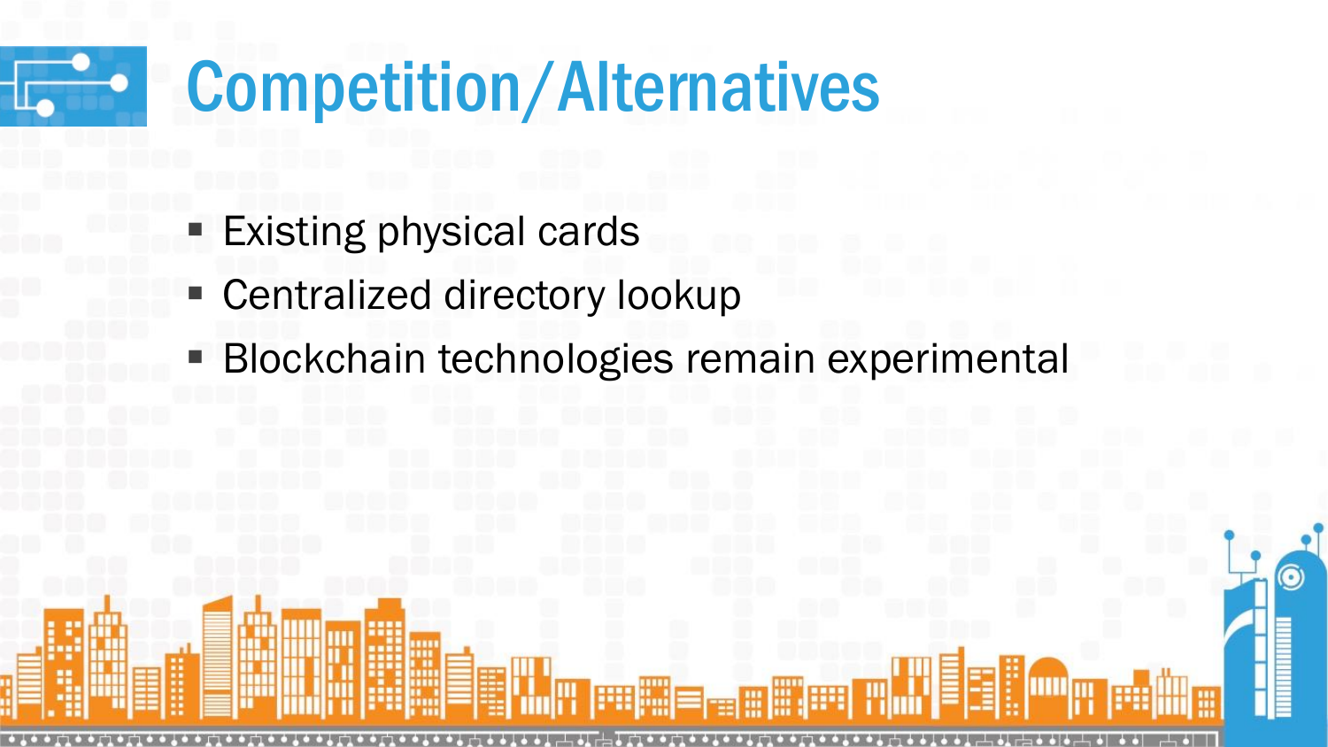# Competition/Alternatives

- Existing physical cards
- Centralized directory lookup
- Blockchain technologies remain experimental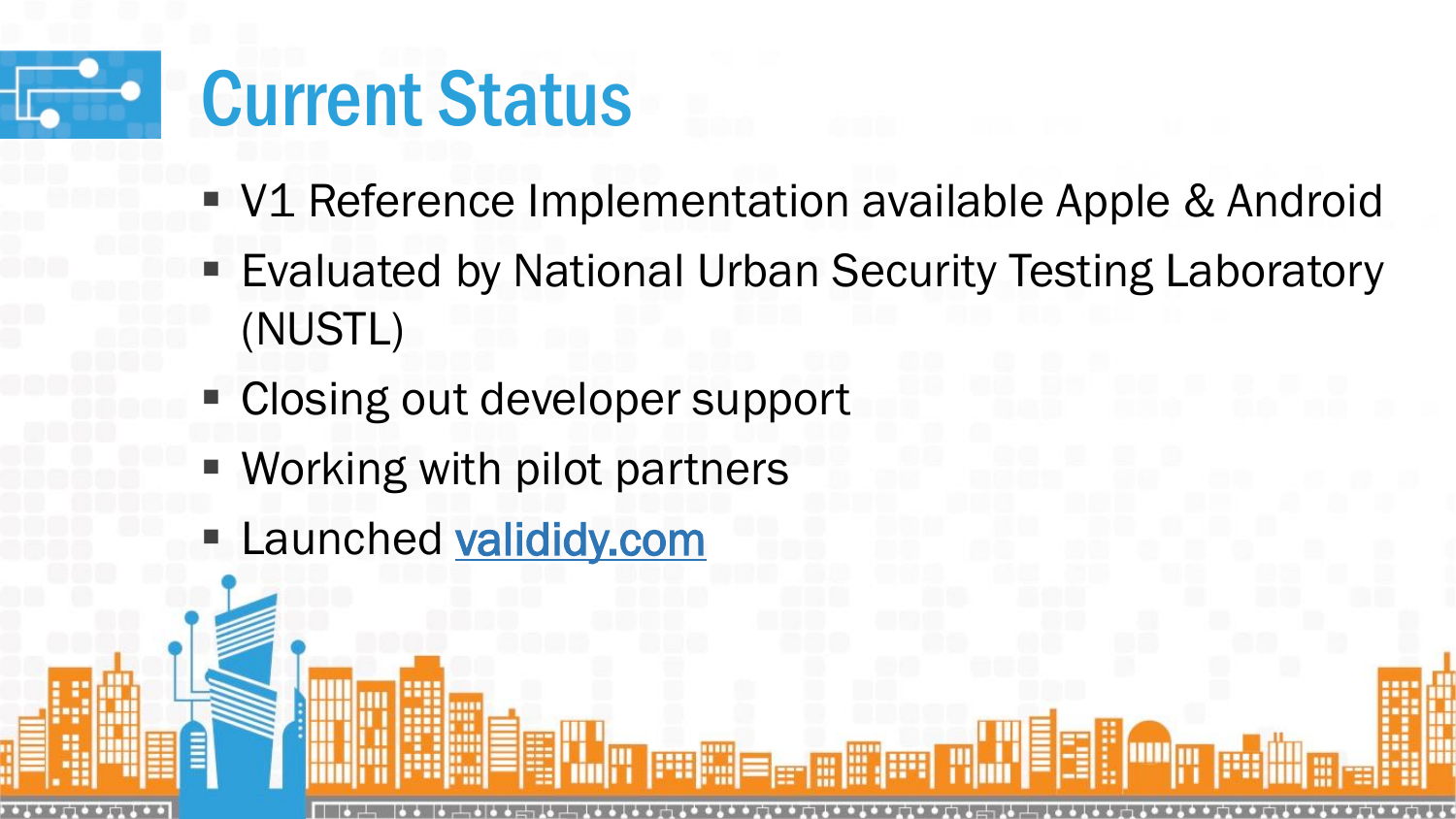# Current Status

- V1 Reference Implementation available Apple & Android
- Evaluated by National Urban Security Testing Laboratory (NUSTL)
- Closing out developer support
- Working with pilot partners
- Launched [valididy.com](valididy.com)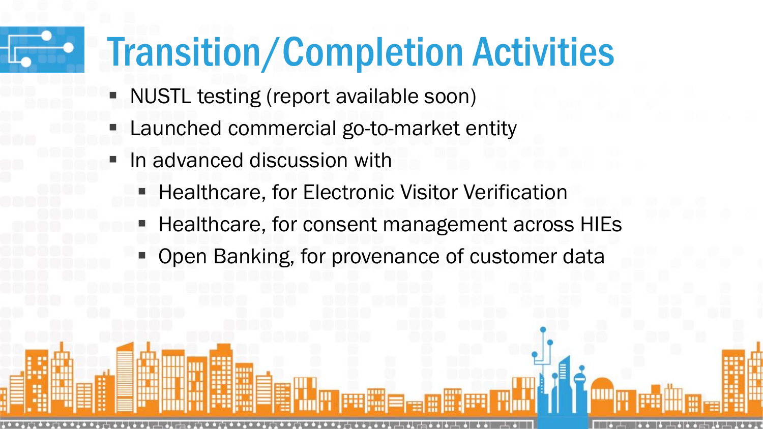# Transition/Completion Activities

- NUSTL testing (report available soon)
- Launched commercial go-to-market entity
- In advanced discussion with
  - Healthcare, for Electronic Visitor Verification
  - Healthcare, for consent management across HIEs
  - Open Banking, for provenance of customer data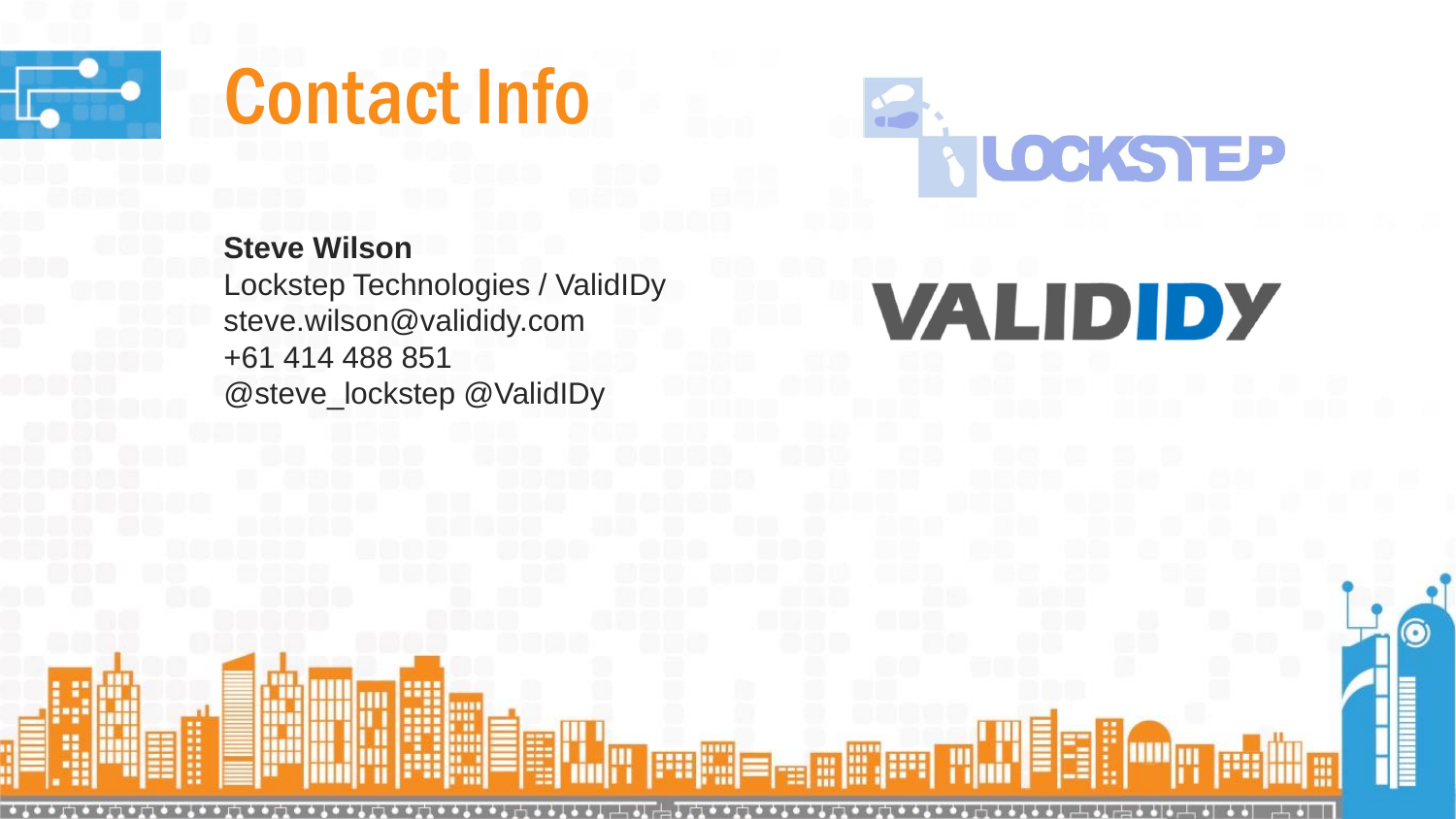# Contact Info

**Steve Wilson**
Lockstep Technologies / ValidIDy
steve.wilson@valididy.com
+61 414 488 851
@steve_lockstep @ValidIDy

LOCKSTEP

VALIDIDY